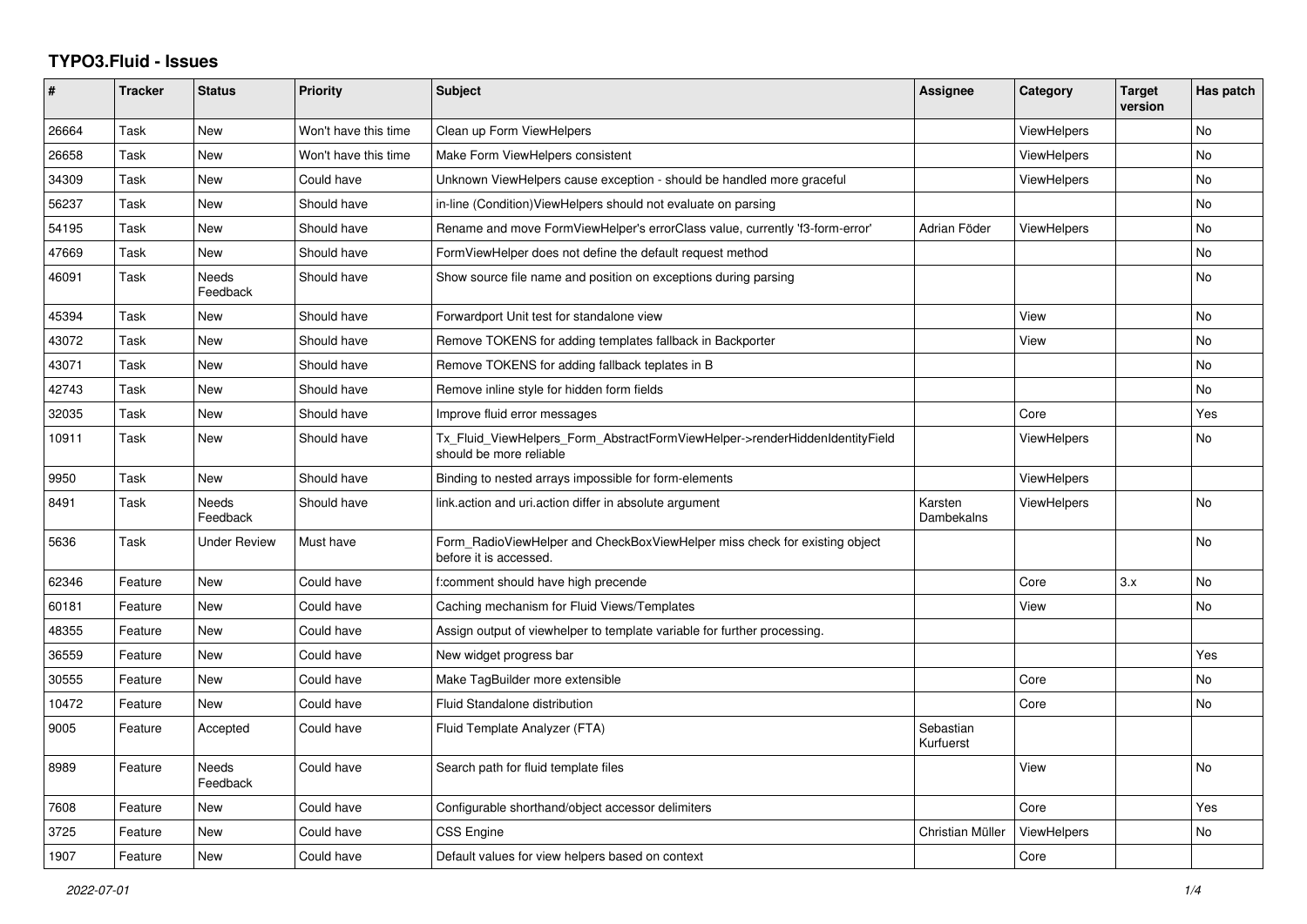# TYPO3.Fluid - Issues

| # | Tracker | Status | Priority | Subject | Assignee | Category | Target version | Has patch |
|---|---|---|---|---|---|---|---|---|
| 26664 | Task | New | Won't have this time | Clean up Form ViewHelpers | | ViewHelpers | | No |
| 26658 | Task | New | Won't have this time | Make Form ViewHelpers consistent | | ViewHelpers | | No |
| 34309 | Task | New | Could have | Unknown ViewHelpers cause exception - should be handled more graceful | | ViewHelpers | | No |
| 56237 | Task | New | Should have | in-line (Condition)ViewHelpers should not evaluate on parsing | | | | No |
| 54195 | Task | New | Should have | Rename and move FormViewHelper's errorClass value, currently 'f3-form-error' | Adrian Föder | ViewHelpers | | No |
| 47669 | Task | New | Should have | FormViewHelper does not define the default request method | | | | No |
| 46091 | Task | Needs Feedback | Should have | Show source file name and position on exceptions during parsing | | | | No |
| 45394 | Task | New | Should have | Forwardport Unit test for standalone view | | View | | No |
| 43072 | Task | New | Should have | Remove TOKENS for adding templates fallback in Backporter | | View | | No |
| 43071 | Task | New | Should have | Remove TOKENS for adding fallback teplates in B | | | | No |
| 42743 | Task | New | Should have | Remove inline style for hidden form fields | | | | No |
| 32035 | Task | New | Should have | Improve fluid error messages | | Core | | Yes |
| 10911 | Task | New | Should have | Tx_Fluid_ViewHelpers_Form_AbstractFormViewHelper->renderHiddenIdentityField should be more reliable | | ViewHelpers | | No |
| 9950 | Task | New | Should have | Binding to nested arrays impossible for form-elements | | ViewHelpers | | |
| 8491 | Task | Needs Feedback | Should have | link.action and uri.action differ in absolute argument | Karsten Dambekalns | ViewHelpers | | No |
| 5636 | Task | Under Review | Must have | Form_RadioViewHelper and CheckBoxViewHelper miss check for existing object before it is accessed. | | | | No |
| 62346 | Feature | New | Could have | f:comment should have high precende | | Core | 3.x | No |
| 60181 | Feature | New | Could have | Caching mechanism for Fluid Views/Templates | | View | | No |
| 48355 | Feature | New | Could have | Assign output of viewhelper to template variable for further processing. | | | | |
| 36559 | Feature | New | Could have | New widget progress bar | | | | Yes |
| 30555 | Feature | New | Could have | Make TagBuilder more extensible | | Core | | No |
| 10472 | Feature | New | Could have | Fluid Standalone distribution | | Core | | No |
| 9005 | Feature | Accepted | Could have | Fluid Template Analyzer (FTA) | Sebastian Kurfuerst | | | |
| 8989 | Feature | Needs Feedback | Could have | Search path for fluid template files | | View | | No |
| 7608 | Feature | New | Could have | Configurable shorthand/object accessor delimiters | | Core | | Yes |
| 3725 | Feature | New | Could have | CSS Engine | Christian Müller | ViewHelpers | | No |
| 1907 | Feature | New | Could have | Default values for view helpers based on context | | Core | | |

*2022-07-01*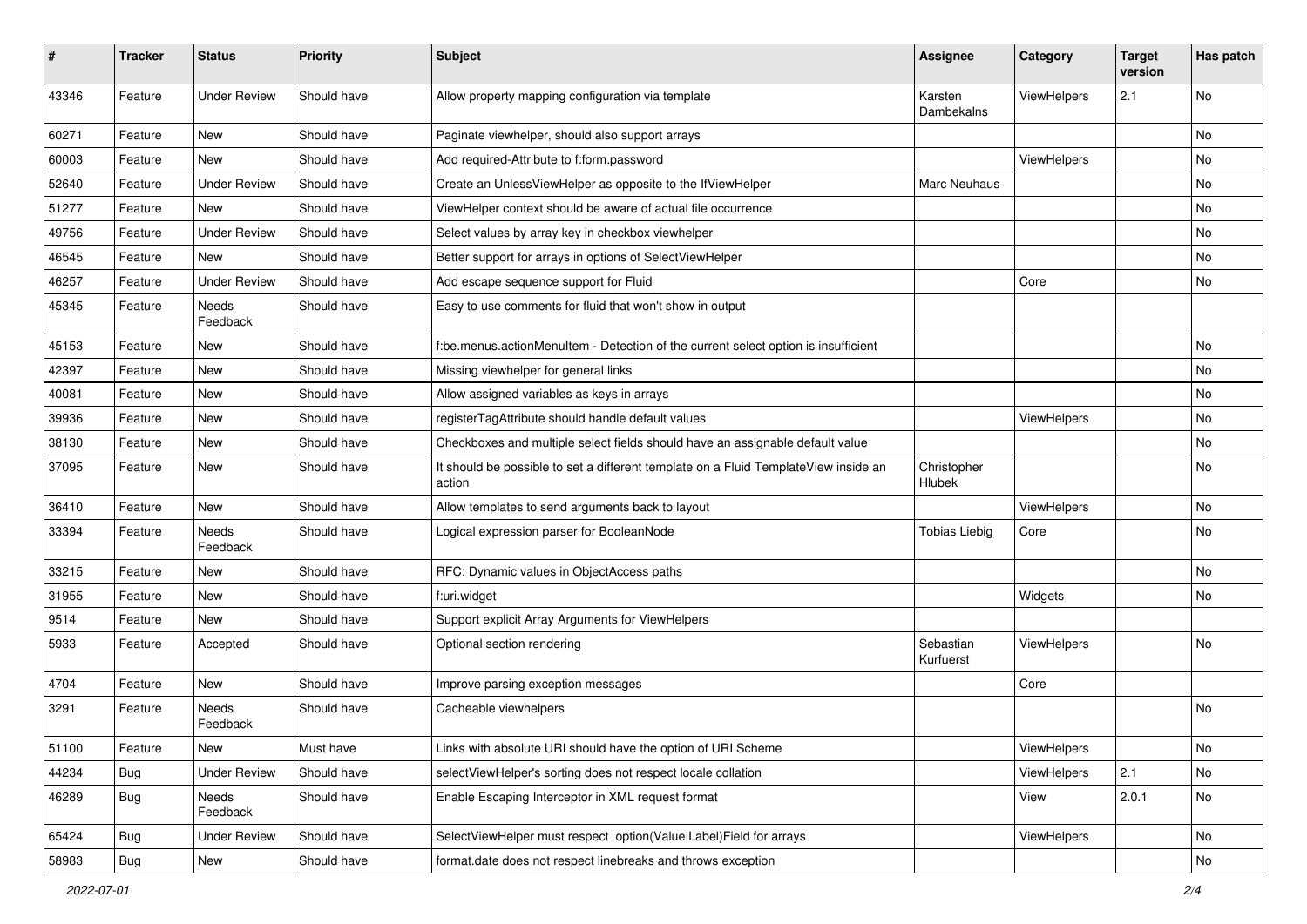| # | Tracker | Status | Priority | Subject | Assignee | Category | Target version | Has patch |
|---|---|---|---|---|---|---|---|---|
| 43346 | Feature | Under Review | Should have | Allow property mapping configuration via template | Karsten Dambekalns | ViewHelpers | 2.1 | No |
| 60271 | Feature | New | Should have | Paginate viewhelper, should also support arrays | | | | No |
| 60003 | Feature | New | Should have | Add required-Attribute to f:form.password | | ViewHelpers | | No |
| 52640 | Feature | Under Review | Should have | Create an UnlessViewHelper as opposite to the IfViewHelper | Marc Neuhaus | | | No |
| 51277 | Feature | New | Should have | ViewHelper context should be aware of actual file occurrence | | | | No |
| 49756 | Feature | Under Review | Should have | Select values by array key in checkbox viewhelper | | | | No |
| 46545 | Feature | New | Should have | Better support for arrays in options of SelectViewHelper | | | | No |
| 46257 | Feature | Under Review | Should have | Add escape sequence support for Fluid | | Core | | No |
| 45345 | Feature | Needs Feedback | Should have | Easy to use comments for fluid that won't show in output | | | | |
| 45153 | Feature | New | Should have | f:be.menus.actionMenuItem - Detection of the current select option is insufficient | | | | No |
| 42397 | Feature | New | Should have | Missing viewhelper for general links | | | | No |
| 40081 | Feature | New | Should have | Allow assigned variables as keys in arrays | | | | No |
| 39936 | Feature | New | Should have | registerTagAttribute should handle default values | | ViewHelpers | | No |
| 38130 | Feature | New | Should have | Checkboxes and multiple select fields should have an assignable default value | | | | No |
| 37095 | Feature | New | Should have | It should be possible to set a different template on a Fluid TemplateView inside an action | Christopher Hlubek | | | No |
| 36410 | Feature | New | Should have | Allow templates to send arguments back to layout | | ViewHelpers | | No |
| 33394 | Feature | Needs Feedback | Should have | Logical expression parser for BooleanNode | Tobias Liebig | Core | | No |
| 33215 | Feature | New | Should have | RFC: Dynamic values in ObjectAccess paths | | | | No |
| 31955 | Feature | New | Should have | f:uri.widget | | Widgets | | No |
| 9514 | Feature | New | Should have | Support explicit Array Arguments for ViewHelpers | | | | |
| 5933 | Feature | Accepted | Should have | Optional section rendering | Sebastian Kurfuerst | ViewHelpers | | No |
| 4704 | Feature | New | Should have | Improve parsing exception messages | | Core | | |
| 3291 | Feature | Needs Feedback | Should have | Cacheable viewhelpers | | | | No |
| 51100 | Feature | New | Must have | Links with absolute URI should have the option of URI Scheme | | ViewHelpers | | No |
| 44234 | Bug | Under Review | Should have | selectViewHelper's sorting does not respect locale collation | | ViewHelpers | 2.1 | No |
| 46289 | Bug | Needs Feedback | Should have | Enable Escaping Interceptor in XML request format | | View | 2.0.1 | No |
| 65424 | Bug | Under Review | Should have | SelectViewHelper must respect option(Value\|Label)Field for arrays | | ViewHelpers | | No |
| 58983 | Bug | New | Should have | format.date does not respect linebreaks and throws exception | | | | No |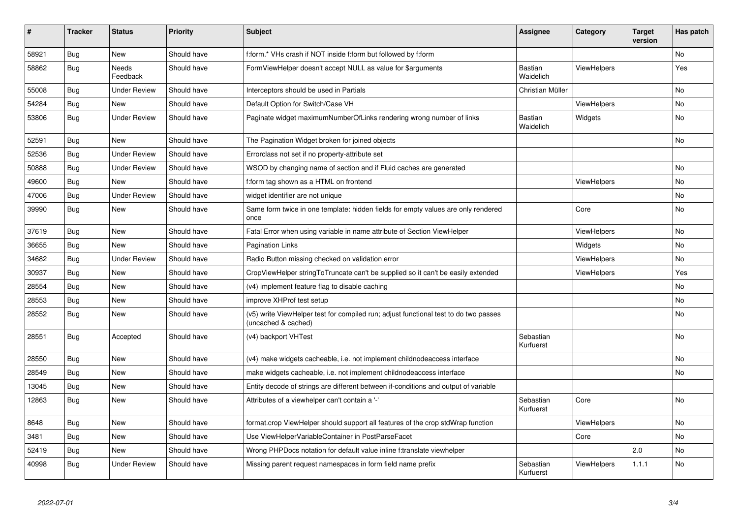| # | Tracker | Status | Priority | Subject | Assignee | Category | Target version | Has patch |
|---|---|---|---|---|---|---|---|---|
| 58921 | Bug | New | Should have | f:form.* VHs crash if NOT inside f:form but followed by f:form | | | | No |
| 58862 | Bug | Needs Feedback | Should have | FormViewHelper doesn't accept NULL as value for $arguments | Bastian Waidelich | ViewHelpers | | Yes |
| 55008 | Bug | Under Review | Should have | Interceptors should be used in Partials | Christian Müller | | | No |
| 54284 | Bug | New | Should have | Default Option for Switch/Case VH | | ViewHelpers | | No |
| 53806 | Bug | Under Review | Should have | Paginate widget maximumNumberOfLinks rendering wrong number of links | Bastian Waidelich | Widgets | | No |
| 52591 | Bug | New | Should have | The Pagination Widget broken for joined objects | | | | No |
| 52536 | Bug | Under Review | Should have | Errorclass not set if no property-attribute set | | | | |
| 50888 | Bug | Under Review | Should have | WSOD by changing name of section and if Fluid caches are generated | | | | No |
| 49600 | Bug | New | Should have | f:form tag shown as a HTML on frontend | | ViewHelpers | | No |
| 47006 | Bug | Under Review | Should have | widget identifier are not unique | | | | No |
| 39990 | Bug | New | Should have | Same form twice in one template: hidden fields for empty values are only rendered once | | Core | | No |
| 37619 | Bug | New | Should have | Fatal Error when using variable in name attribute of Section ViewHelper | | ViewHelpers | | No |
| 36655 | Bug | New | Should have | Pagination Links | | Widgets | | No |
| 34682 | Bug | Under Review | Should have | Radio Button missing checked on validation error | | ViewHelpers | | No |
| 30937 | Bug | New | Should have | CropViewHelper stringToTruncate can't be supplied so it can't be easily extended | | ViewHelpers | | Yes |
| 28554 | Bug | New | Should have | (v4) implement feature flag to disable caching | | | | No |
| 28553 | Bug | New | Should have | improve XHProf test setup | | | | No |
| 28552 | Bug | New | Should have | (v5) write ViewHelper test for compiled run; adjust functional test to do two passes (uncached & cached) | | | | No |
| 28551 | Bug | Accepted | Should have | (v4) backport VHTest | Sebastian Kurfuerst | | | No |
| 28550 | Bug | New | Should have | (v4) make widgets cacheable, i.e. not implement childnodeaccess interface | | | | No |
| 28549 | Bug | New | Should have | make widgets cacheable, i.e. not implement childnodeaccess interface | | | | No |
| 13045 | Bug | New | Should have | Entity decode of strings are different between if-conditions and output of variable | | | | |
| 12863 | Bug | New | Should have | Attributes of a viewhelper can't contain a '-' | Sebastian Kurfuerst | Core | | No |
| 8648 | Bug | New | Should have | format.crop ViewHelper should support all features of the crop stdWrap function | | ViewHelpers | | No |
| 3481 | Bug | New | Should have | Use ViewHelperVariableContainer in PostParseFacet | | Core | | No |
| 52419 | Bug | New | Should have | Wrong PHPDocs notation for default value inline f:translate viewhelper | | | 2.0 | No |
| 40998 | Bug | Under Review | Should have | Missing parent request namespaces in form field name prefix | Sebastian Kurfuerst | ViewHelpers | 1.1.1 | No |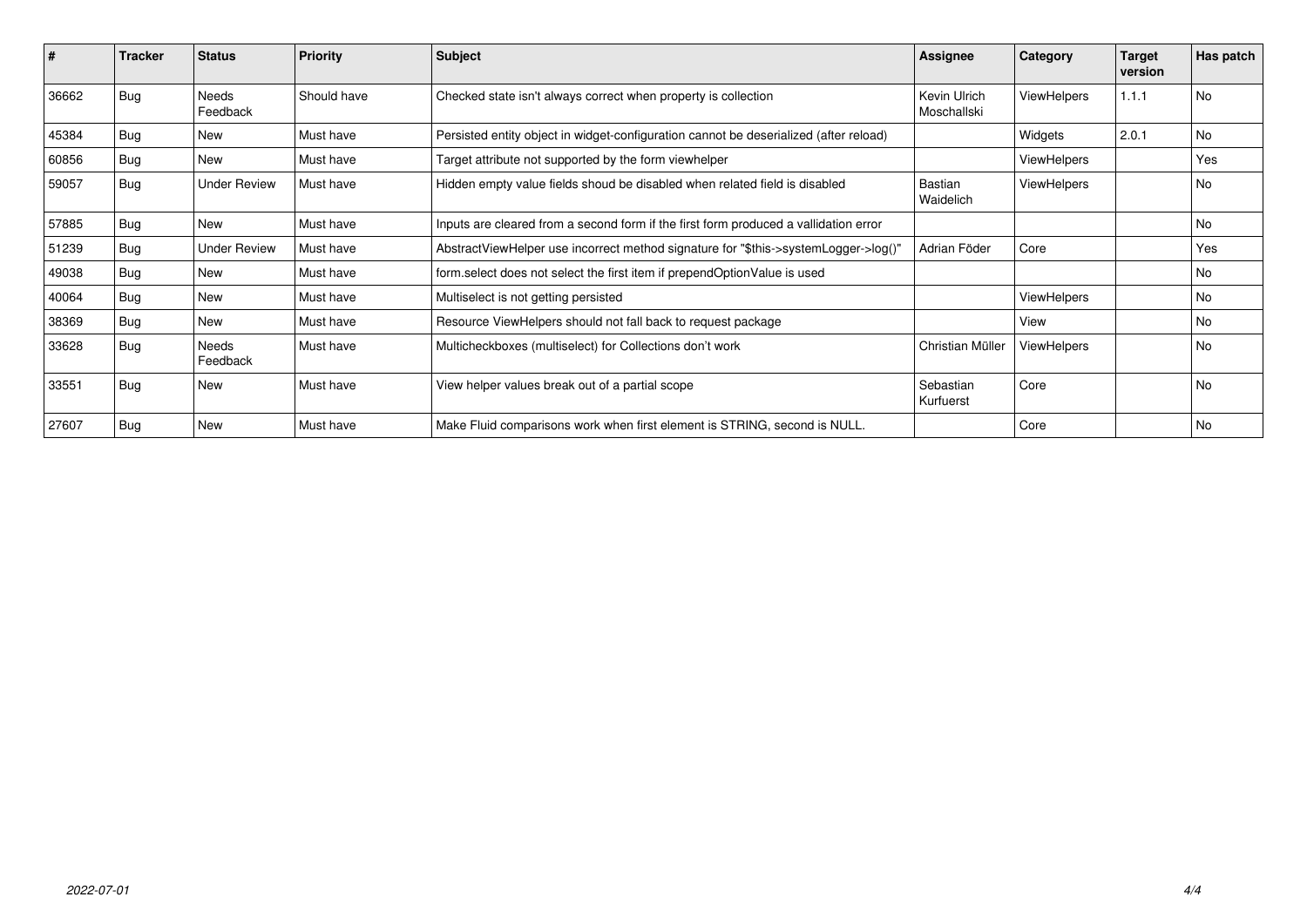| # | Tracker | Status | Priority | Subject | Assignee | Category | Target version | Has patch |
|---|---|---|---|---|---|---|---|---|
| 36662 | Bug | Needs Feedback | Should have | Checked state isn't always correct when property is collection | Kevin Ulrich Moschallski | ViewHelpers | 1.1.1 | No |
| 45384 | Bug | New | Must have | Persisted entity object in widget-configuration cannot be deserialized (after reload) | | Widgets | 2.0.1 | No |
| 60856 | Bug | New | Must have | Target attribute not supported by the form viewhelper | | ViewHelpers | | Yes |
| 59057 | Bug | Under Review | Must have | Hidden empty value fields shoud be disabled when related field is disabled | Bastian Waidelich | ViewHelpers | | No |
| 57885 | Bug | New | Must have | Inputs are cleared from a second form if the first form produced a vallidation error | | | | No |
| 51239 | Bug | Under Review | Must have | AbstractViewHelper use incorrect method signature for "$this->systemLogger->log()" | Adrian Föder | Core | | Yes |
| 49038 | Bug | New | Must have | form.select does not select the first item if prependOptionValue is used | | | | No |
| 40064 | Bug | New | Must have | Multiselect is not getting persisted | | ViewHelpers | | No |
| 38369 | Bug | New | Must have | Resource ViewHelpers should not fall back to request package | | View | | No |
| 33628 | Bug | Needs Feedback | Must have | Multicheckboxes (multiselect) for Collections don't work | Christian Müller | ViewHelpers | | No |
| 33551 | Bug | New | Must have | View helper values break out of a partial scope | Sebastian Kurfuerst | Core | | No |
| 27607 | Bug | New | Must have | Make Fluid comparisons work when first element is STRING, second is NULL. | | Core | | No |